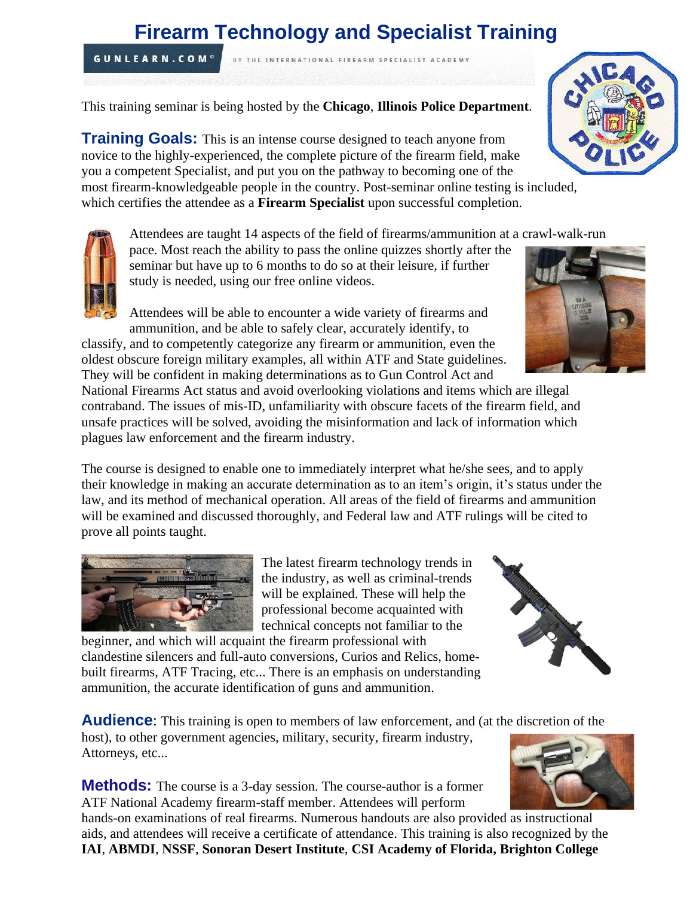# Firearm Technology and Specialist Training

**GUNLEARN.COM®** BY THE INTERNATIONAL FIREARM SPECIALIST ACADEMY

This training seminar is being hosted by the **Chicago**, **Illinois Police Department**.

**Training Goals:** This is an intense course designed to teach anyone from novice to the highly-experienced, the complete picture of the firearm field, make you a competent Specialist, and put you on the pathway to becoming one of the most firearm-knowledgeable people in the country. Post-seminar online testing is included, which certifies the attendee as a **Firearm Specialist** upon successful completion.

Attendees are taught 14 aspects of the field of firearms/ammunition at a crawl-walk-run pace. Most reach the ability to pass the online quizzes shortly after the seminar but have up to 6 months to do so at their leisure, if further study is needed, using our free online videos.

Attendees will be able to encounter a wide variety of firearms and ammunition, and be able to safely clear, accurately identify, to classify, and to competently categorize any firearm or ammunition, even the oldest obscure foreign military examples, all within ATF and State guidelines. They will be confident in making determinations as to Gun Control Act and National Firearms Act status and avoid overlooking violations and items which are illegal contraband. The issues of mis-ID, unfamiliarity with obscure facets of the firearm field, and unsafe practices will be solved, avoiding the misinformation and lack of information which plagues law enforcement and the firearm industry.

The course is designed to enable one to immediately interpret what he/she sees, and to apply their knowledge in making an accurate determination as to an item's origin, it's status under the law, and its method of mechanical operation. All areas of the field of firearms and ammunition will be examined and discussed thoroughly, and Federal law and ATF rulings will be cited to prove all points taught.

The latest firearm technology trends in the industry, as well as criminal-trends will be explained. These will help the professional become acquainted with technical concepts not familiar to the beginner, and which will acquaint the firearm professional with clandestine silencers and full-auto conversions, Curios and Relics, home-built firearms, ATF Tracing, etc... There is an emphasis on understanding ammunition, the accurate identification of guns and ammunition.

**Audience**: This training is open to members of law enforcement, and (at the discretion of the host), to other government agencies, military, security, firearm industry, Attorneys, etc...

**Methods:** The course is a 3-day session. The course-author is a former ATF National Academy firearm-staff member. Attendees will perform hands-on examinations of real firearms. Numerous handouts are also provided as instructional aids, and attendees will receive a certificate of attendance. This training is also recognized by the **IAI**, **ABMDI**, **NSSF**, **Sonoran Desert Institute**, **CSI Academy of Florida, Brighton College**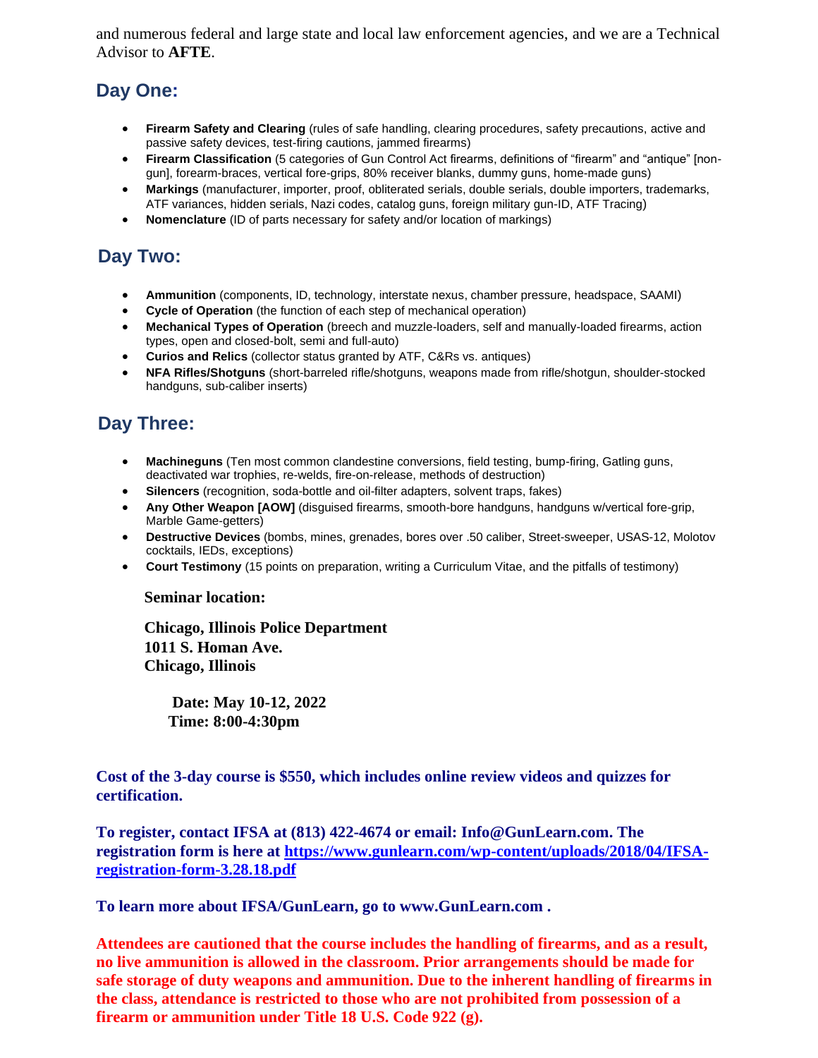and numerous federal and large state and local law enforcement agencies, and we are a Technical Advisor to **AFTE**.

## Day One:

- **Firearm Safety and Clearing** (rules of safe handling, clearing procedures, safety precautions, active and passive safety devices, test-firing cautions, jammed firearms)
- **Firearm Classification** (5 categories of Gun Control Act firearms, definitions of "firearm" and "antique" [non-gun], forearm-braces, vertical fore-grips, 80% receiver blanks, dummy guns, home-made guns)
- **Markings** (manufacturer, importer, proof, obliterated serials, double serials, double importers, trademarks, ATF variances, hidden serials, Nazi codes, catalog guns, foreign military gun-ID, ATF Tracing)
- **Nomenclature** (ID of parts necessary for safety and/or location of markings)

## Day Two:

- **Ammunition** (components, ID, technology, interstate nexus, chamber pressure, headspace, SAAMI)
- **Cycle of Operation** (the function of each step of mechanical operation)
- **Mechanical Types of Operation** (breech and muzzle-loaders, self and manually-loaded firearms, action types, open and closed-bolt, semi and full-auto)
- **Curios and Relics** (collector status granted by ATF, C&Rs vs. antiques)
- **NFA Rifles/Shotguns** (short-barreled rifle/shotguns, weapons made from rifle/shotgun, shoulder-stocked handguns, sub-caliber inserts)

## Day Three:

- **Machineguns** (Ten most common clandestine conversions, field testing, bump-firing, Gatling guns, deactivated war trophies, re-welds, fire-on-release, methods of destruction)
- **Silencers** (recognition, soda-bottle and oil-filter adapters, solvent traps, fakes)
- **Any Other Weapon [AOW]** (disguised firearms, smooth-bore handguns, handguns w/vertical fore-grip, Marble Game-getters)
- **Destructive Devices** (bombs, mines, grenades, bores over .50 caliber, Street-sweeper, USAS-12, Molotov cocktails, IEDs, exceptions)
- **Court Testimony** (15 points on preparation, writing a Curriculum Vitae, and the pitfalls of testimony)

**Seminar location:**

**Chicago, Illinois Police Department**
**1011 S. Homan Ave.**
**Chicago, Illinois**

**Date: May 10-12, 2022**
**Time: 8:00-4:30pm**

**Cost of the 3-day course is $550, which includes online review videos and quizzes for certification.**

**To register, contact IFSA at (813) 422-4674 or email: Info@GunLearn.com. The registration form is here at https://www.gunlearn.com/wp-content/uploads/2018/04/IFSA-registration-form-3.28.18.pdf**

**To learn more about IFSA/GunLearn, go to www.GunLearn.com .**

**Attendees are cautioned that the course includes the handling of firearms, and as a result, no live ammunition is allowed in the classroom. Prior arrangements should be made for safe storage of duty weapons and ammunition. Due to the inherent handling of firearms in the class, attendance is restricted to those who are not prohibited from possession of a firearm or ammunition under Title 18 U.S. Code 922 (g).**